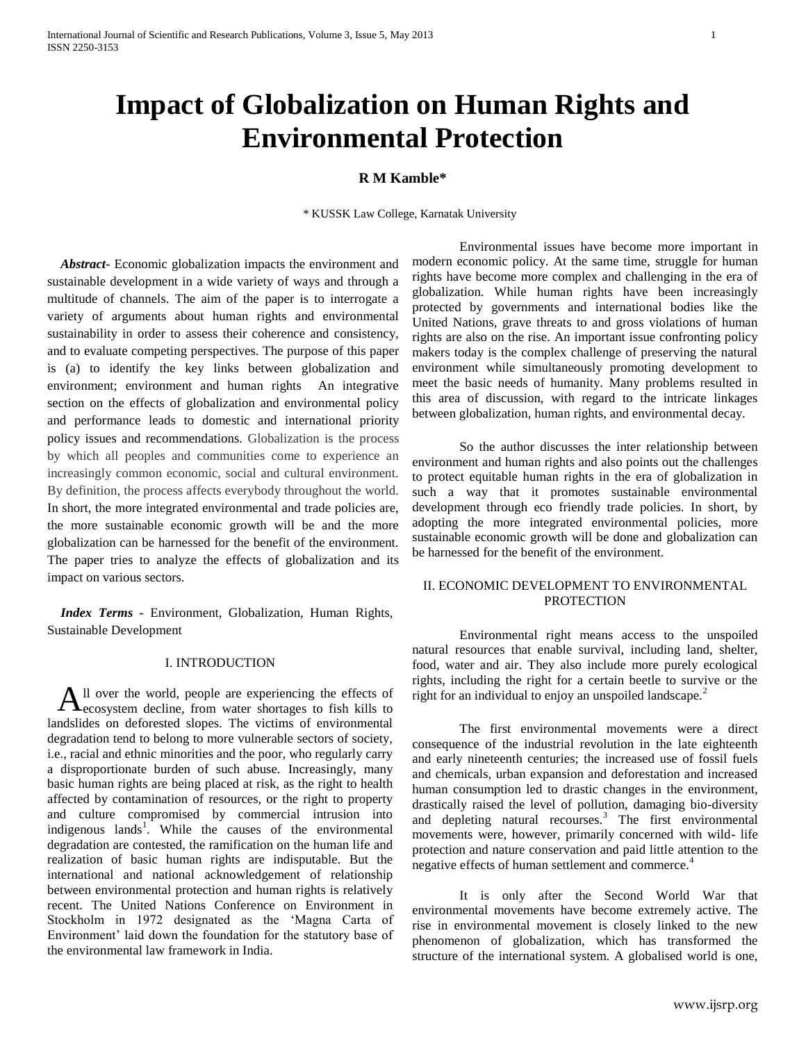# Impact of Globalization on Human Rights and Environmental Protection

**R M Kamble***

\* KUSSK Law College, Karnatak University

***Abstract-*** Economic globalization impacts the environment and sustainable development in a wide variety of ways and through a multitude of channels. The aim of the paper is to interrogate a variety of arguments about human rights and environmental sustainability in order to assess their coherence and consistency, and to evaluate competing perspectives. The purpose of this paper is (a) to identify the key links between globalization and environment; environment and human rights An integrative section on the effects of globalization and environmental policy and performance leads to domestic and international priority policy issues and recommendations. Globalization is the process by which all peoples and communities come to experience an increasingly common economic, social and cultural environment. By definition, the process affects everybody throughout the world. In short, the more integrated environmental and trade policies are, the more sustainable economic growth will be and the more globalization can be harnessed for the benefit of the environment. The paper tries to analyze the effects of globalization and its impact on various sectors.

***Index Terms -*** Environment, Globalization, Human Rights, Sustainable Development

## I. INTRODUCTION

All over the world, people are experiencing the effects of ecosystem decline, from water shortages to fish kills to landslides on deforested slopes. The victims of environmental degradation tend to belong to more vulnerable sectors of society, i.e., racial and ethnic minorities and the poor, who regularly carry a disproportionate burden of such abuse. Increasingly, many basic human rights are being placed at risk, as the right to health affected by contamination of resources, or the right to property and culture compromised by commercial intrusion into indigenous lands[1]. While the causes of the environmental degradation are contested, the ramification on the human life and realization of basic human rights are indisputable. But the international and national acknowledgement of relationship between environmental protection and human rights is relatively recent. The United Nations Conference on Environment in Stockholm in 1972 designated as the 'Magna Carta of Environment' laid down the foundation for the statutory base of the environmental law framework in India.

Environmental issues have become more important in modern economic policy. At the same time, struggle for human rights have become more complex and challenging in the era of globalization. While human rights have been increasingly protected by governments and international bodies like the United Nations, grave threats to and gross violations of human rights are also on the rise. An important issue confronting policy makers today is the complex challenge of preserving the natural environment while simultaneously promoting development to meet the basic needs of humanity. Many problems resulted in this area of discussion, with regard to the intricate linkages between globalization, human rights, and environmental decay.

So the author discusses the inter relationship between environment and human rights and also points out the challenges to protect equitable human rights in the era of globalization in such a way that it promotes sustainable environmental development through eco friendly trade policies. In short, by adopting the more integrated environmental policies, more sustainable economic growth will be done and globalization can be harnessed for the benefit of the environment.

## II. ECONOMIC DEVELOPMENT TO ENVIRONMENTAL PROTECTION

Environmental right means access to the unspoiled natural resources that enable survival, including land, shelter, food, water and air. They also include more purely ecological rights, including the right for a certain beetle to survive or the right for an individual to enjoy an unspoiled landscape.[2]

The first environmental movements were a direct consequence of the industrial revolution in the late eighteenth and early nineteenth centuries; the increased use of fossil fuels and chemicals, urban expansion and deforestation and increased human consumption led to drastic changes in the environment, drastically raised the level of pollution, damaging bio-diversity and depleting natural recourses.[3] The first environmental movements were, however, primarily concerned with wild- life protection and nature conservation and paid little attention to the negative effects of human settlement and commerce.[4]

It is only after the Second World War that environmental movements have become extremely active. The rise in environmental movement is closely linked to the new phenomenon of globalization, which has transformed the structure of the international system. A globalised world is one,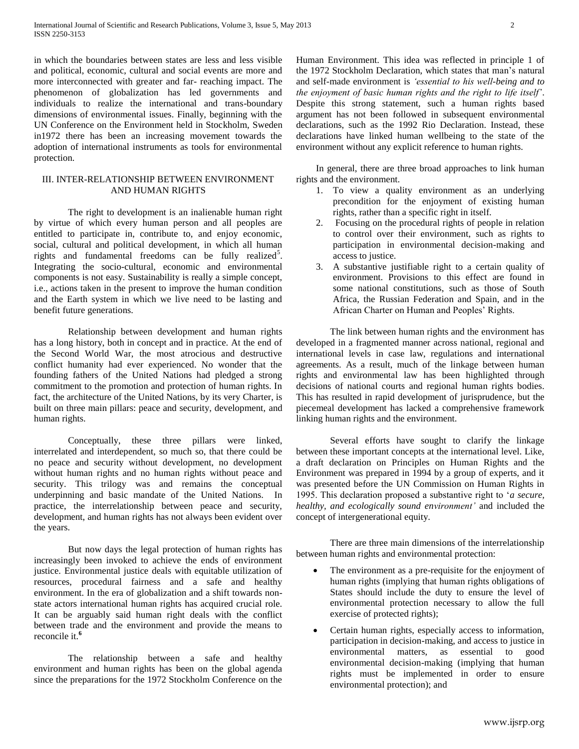in which the boundaries between states are less and less visible and political, economic, cultural and social events are more and more interconnected with greater and far- reaching impact. The phenomenon of globalization has led governments and individuals to realize the international and trans-boundary dimensions of environmental issues. Finally, beginning with the UN Conference on the Environment held in Stockholm, Sweden in1972 there has been an increasing movement towards the adoption of international instruments as tools for environmental protection.

## III. INTER-RELATIONSHIP BETWEEN ENVIRONMENT AND HUMAN RIGHTS

The right to development is an inalienable human right by virtue of which every human person and all peoples are entitled to participate in, contribute to, and enjoy economic, social, cultural and political development, in which all human rights and fundamental freedoms can be fully realized[5]. Integrating the socio-cultural, economic and environmental components is not easy. Sustainability is really a simple concept, i.e., actions taken in the present to improve the human condition and the Earth system in which we live need to be lasting and benefit future generations.

Relationship between development and human rights has a long history, both in concept and in practice. At the end of the Second World War, the most atrocious and destructive conflict humanity had ever experienced. No wonder that the founding fathers of the United Nations had pledged a strong commitment to the promotion and protection of human rights. In fact, the architecture of the United Nations, by its very Charter, is built on three main pillars: peace and security, development, and human rights.

Conceptually, these three pillars were linked, interrelated and interdependent, so much so, that there could be no peace and security without development, no development without human rights and no human rights without peace and security. This trilogy was and remains the conceptual underpinning and basic mandate of the United Nations. In practice, the interrelationship between peace and security, development, and human rights has not always been evident over the years.

But now days the legal protection of human rights has increasingly been invoked to achieve the ends of environment justice. Environmental justice deals with equitable utilization of resources, procedural fairness and a safe and healthy environment. In the era of globalization and a shift towards non-state actors international human rights has acquired crucial role. It can be arguably said human right deals with the conflict between trade and the environment and provide the means to reconcile it.[6]

The relationship between a safe and healthy environment and human rights has been on the global agenda since the preparations for the 1972 Stockholm Conference on the Human Environment. This idea was reflected in principle 1 of the 1972 Stockholm Declaration, which states that man's natural and self-made environment is *'essential to his well-being and to the enjoyment of basic human rights and the right to life itself'*. Despite this strong statement, such a human rights based argument has not been followed in subsequent environmental declarations, such as the 1992 Rio Declaration. Instead, these declarations have linked human wellbeing to the state of the environment without any explicit reference to human rights.

In general, there are three broad approaches to link human rights and the environment.

1. To view a quality environment as an underlying precondition for the enjoyment of existing human rights, rather than a specific right in itself.
2. Focusing on the procedural rights of people in relation to control over their environment, such as rights to participation in environmental decision-making and access to justice.
3. A substantive justifiable right to a certain quality of environment. Provisions to this effect are found in some national constitutions, such as those of South Africa, the Russian Federation and Spain, and in the African Charter on Human and Peoples' Rights.

The link between human rights and the environment has developed in a fragmented manner across national, regional and international levels in case law, regulations and international agreements. As a result, much of the linkage between human rights and environmental law has been highlighted through decisions of national courts and regional human rights bodies. This has resulted in rapid development of jurisprudence, but the piecemeal development has lacked a comprehensive framework linking human rights and the environment.

Several efforts have sought to clarify the linkage between these important concepts at the international level. Like, a draft declaration on Principles on Human Rights and the Environment was prepared in 1994 by a group of experts, and it was presented before the UN Commission on Human Rights in 1995. This declaration proposed a substantive right to '*a secure, healthy, and ecologically sound environment'* and included the concept of intergenerational equity.

There are three main dimensions of the interrelationship between human rights and environmental protection:

- The environment as a pre-requisite for the enjoyment of human rights (implying that human rights obligations of States should include the duty to ensure the level of environmental protection necessary to allow the full exercise of protected rights);
- Certain human rights, especially access to information, participation in decision-making, and access to justice in environmental matters, as essential to good environmental decision-making (implying that human rights must be implemented in order to ensure environmental protection); and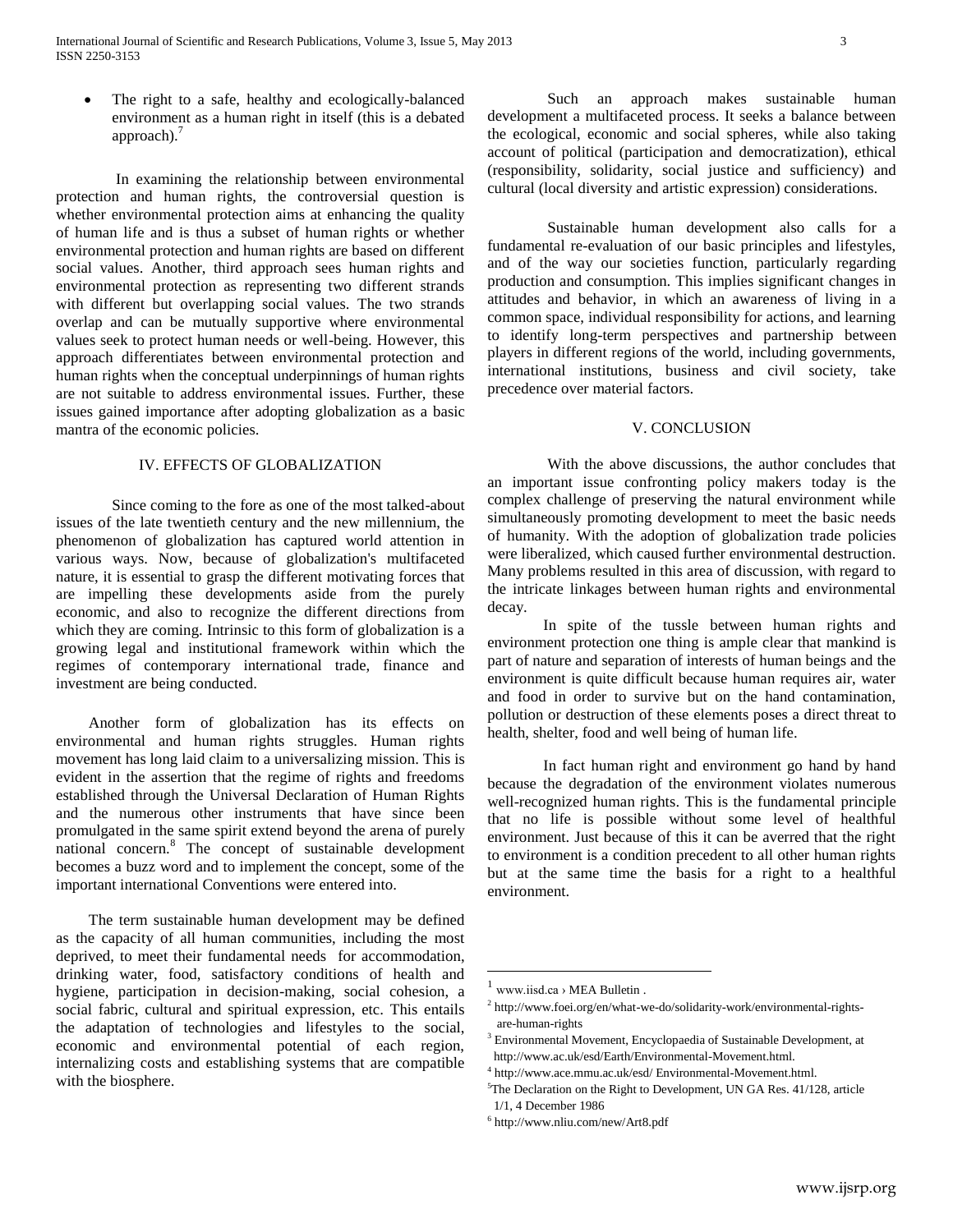- The right to a safe, healthy and ecologically-balanced environment as a human right in itself (this is a debated approach).[7]

In examining the relationship between environmental protection and human rights, the controversial question is whether environmental protection aims at enhancing the quality of human life and is thus a subset of human rights or whether environmental protection and human rights are based on different social values. Another, third approach sees human rights and environmental protection as representing two different strands with different but overlapping social values. The two strands overlap and can be mutually supportive where environmental values seek to protect human needs or well-being. However, this approach differentiates between environmental protection and human rights when the conceptual underpinnings of human rights are not suitable to address environmental issues. Further, these issues gained importance after adopting globalization as a basic mantra of the economic policies.

## IV. EFFECTS OF GLOBALIZATION

Since coming to the fore as one of the most talked-about issues of the late twentieth century and the new millennium, the phenomenon of globalization has captured world attention in various ways. Now, because of globalization's multifaceted nature, it is essential to grasp the different motivating forces that are impelling these developments aside from the purely economic, and also to recognize the different directions from which they are coming. Intrinsic to this form of globalization is a growing legal and institutional framework within which the regimes of contemporary international trade, finance and investment are being conducted.

Another form of globalization has its effects on environmental and human rights struggles. Human rights movement has long laid claim to a universalizing mission. This is evident in the assertion that the regime of rights and freedoms established through the Universal Declaration of Human Rights and the numerous other instruments that have since been promulgated in the same spirit extend beyond the arena of purely national concern.[8] The concept of sustainable development becomes a buzz word and to implement the concept, some of the important international Conventions were entered into.

The term sustainable human development may be defined as the capacity of all human communities, including the most deprived, to meet their fundamental needs for accommodation, drinking water, food, satisfactory conditions of health and hygiene, participation in decision-making, social cohesion, a social fabric, cultural and spiritual expression, etc. This entails the adaptation of technologies and lifestyles to the social, economic and environmental potential of each region, internalizing costs and establishing systems that are compatible with the biosphere.

Such an approach makes sustainable human development a multifaceted process. It seeks a balance between the ecological, economic and social spheres, while also taking account of political (participation and democratization), ethical (responsibility, solidarity, social justice and sufficiency) and cultural (local diversity and artistic expression) considerations.

Sustainable human development also calls for a fundamental re-evaluation of our basic principles and lifestyles, and of the way our societies function, particularly regarding production and consumption. This implies significant changes in attitudes and behavior, in which an awareness of living in a common space, individual responsibility for actions, and learning to identify long-term perspectives and partnership between players in different regions of the world, including governments, international institutions, business and civil society, take precedence over material factors.

## V. CONCLUSION

With the above discussions, the author concludes that an important issue confronting policy makers today is the complex challenge of preserving the natural environment while simultaneously promoting development to meet the basic needs of humanity. With the adoption of globalization trade policies were liberalized, which caused further environmental destruction. Many problems resulted in this area of discussion, with regard to the intricate linkages between human rights and environmental decay.

In spite of the tussle between human rights and environment protection one thing is ample clear that mankind is part of nature and separation of interests of human beings and the environment is quite difficult because human requires air, water and food in order to survive but on the hand contamination, pollution or destruction of these elements poses a direct threat to health, shelter, food and well being of human life.

In fact human right and environment go hand by hand because the degradation of the environment violates numerous well-recognized human rights. This is the fundamental principle that no life is possible without some level of healthful environment. Just because of this it can be averred that the right to environment is a condition precedent to all other human rights but at the same time the basis for a right to a healthful environment.

---

[1] www.iisd.ca › MEA Bulletin .

[2] http://www.foei.org/en/what-we-do/solidarity-work/environmental-rights-are-human-rights

[3] Environmental Movement, Encyclopaedia of Sustainable Development, at http://www.ac.uk/esd/Earth/Environmental-Movement.html.

[4] http://www.ace.mmu.ac.uk/esd/ Environmental-Movement.html.

[5] The Declaration on the Right to Development, UN GA Res. 41/128, article 1/1, 4 December 1986

[6] http://www.nliu.com/new/Art8.pdf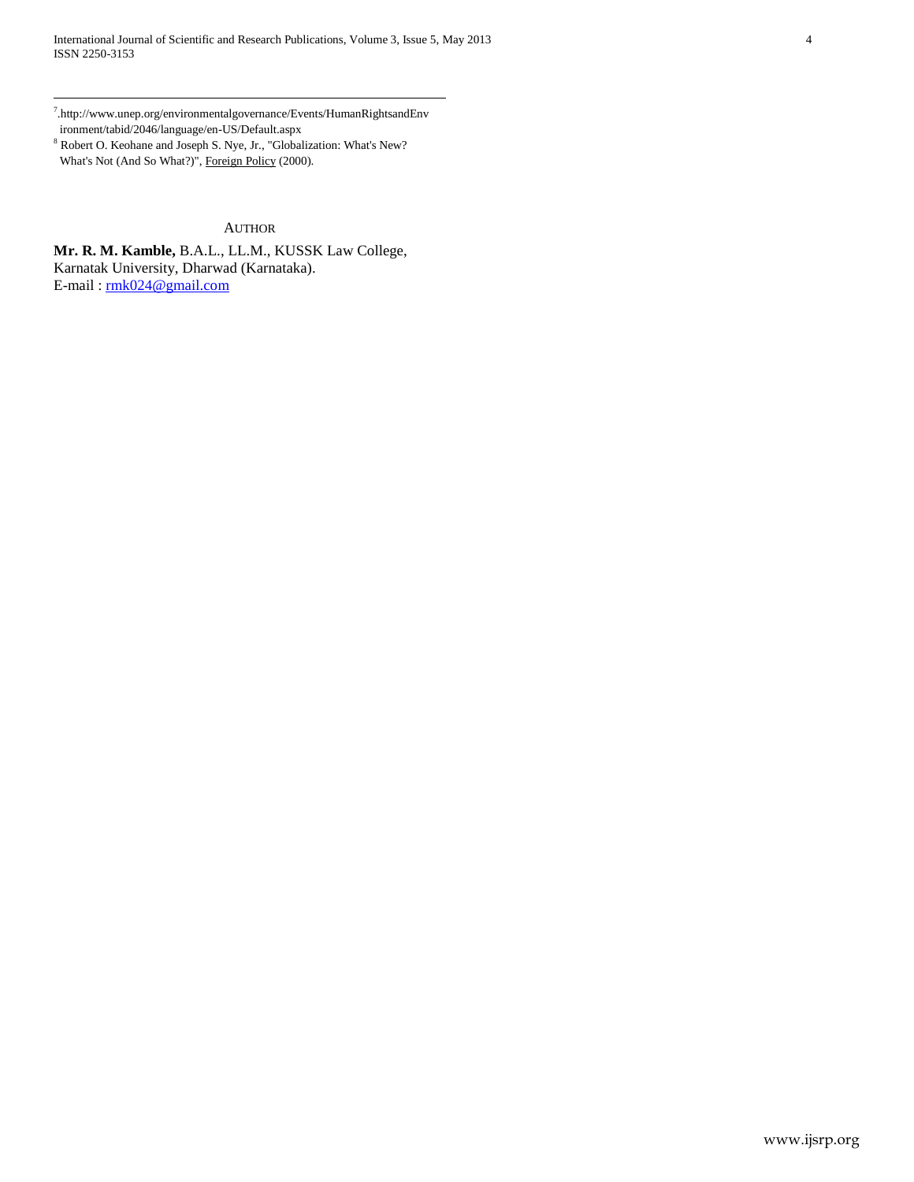[7].http://www.unep.org/environmentalgovernance/Events/HumanRightsandEnvironment/tabid/2046/language/en-US/Default.aspx

[8] Robert O. Keohane and Joseph S. Nye, Jr., "Globalization: What's New? What's Not (And So What?)", Foreign Policy (2000).

AUTHOR

**Mr. R. M. Kamble,** B.A.L., LL.M., KUSSK Law College, Karnatak University, Dharwad (Karnataka).
E-mail : rmk024@gmail.com